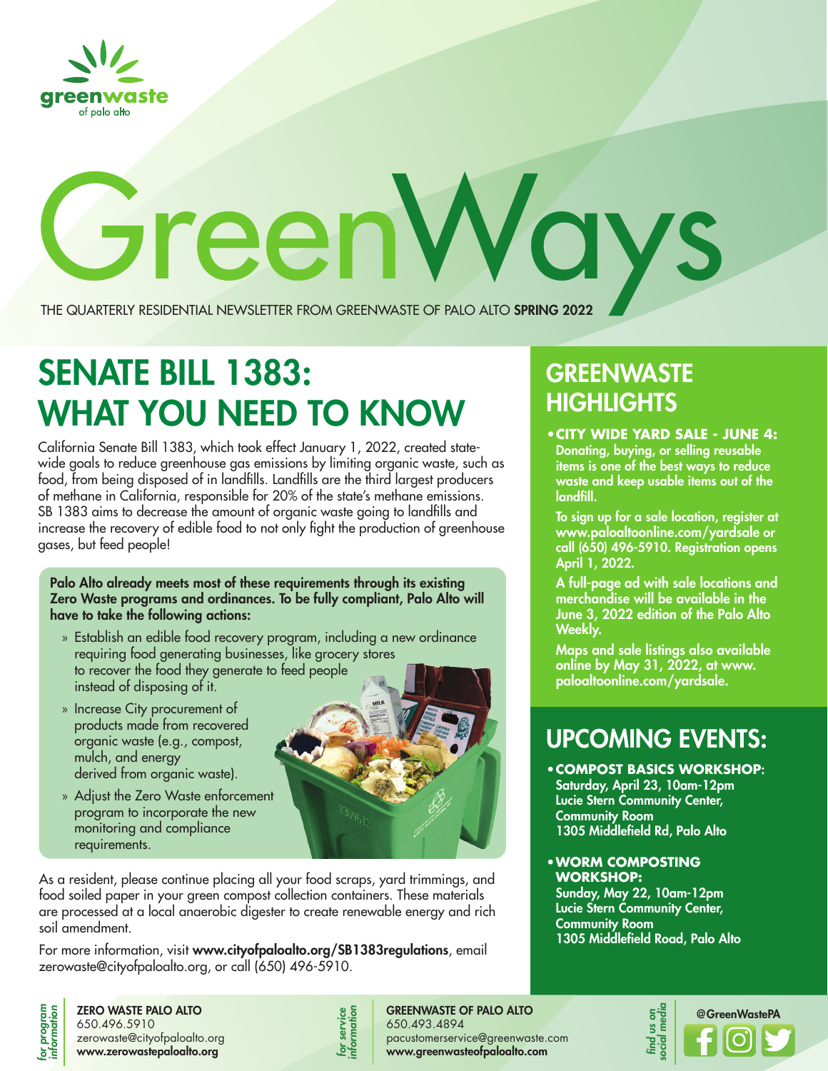greenwaste
of palo alto

# GreenWays

THE QUARTERLY RESIDENTIAL NEWSLETTER FROM GREENWASTE OF PALO ALTO **SPRING 2022**

## SENATE BILL 1383: WHAT YOU NEED TO KNOW

California Senate Bill 1383, which took effect January 1, 2022, created statewide goals to reduce greenhouse gas emissions by limiting organic waste, such as food, from being disposed of in landfills. Landfills are the third largest producers of methane in California, responsible for 20% of the state's methane emissions. SB 1383 aims to decrease the amount of organic waste going to landfills and increase the recovery of edible food to not only fight the production of greenhouse gases, but feed people!

**Palo Alto already meets most of these requirements through its existing Zero Waste programs and ordinances. To be fully compliant, Palo Alto will have to take the following actions:**

- Establish an edible food recovery program, including a new ordinance requiring food generating businesses, like grocery stores to recover the food they generate to feed people instead of disposing of it.
- Increase City procurement of products made from recovered organic waste (e.g., compost, mulch, and energy derived from organic waste).
- Adjust the Zero Waste enforcement program to incorporate the new monitoring and compliance requirements.

As a resident, please continue placing all your food scraps, yard trimmings, and food soiled paper in your green compost collection containers. These materials are processed at a local anaerobic digester to create renewable energy and rich soil amendment.

For more information, visit **www.cityofpaloalto.org/SB1383regulations**, email zerowaste@cityofpaloalto.org, or call (650) 496-5910.

## GREENWASTE HIGHLIGHTS

- **CITY WIDE YARD SALE - JUNE 4:** Donating, buying, or selling reusable items is one of the best ways to reduce waste and keep usable items out of the landfill.

  To sign up for a sale location, register at www.paloaltoonline.com/yardsale or call (650) 496-5910. Registration opens April 1, 2022.

  A full-page ad with sale locations and merchandise will be available in the June 3, 2022 edition of the Palo Alto Weekly.

  Maps and sale listings also available online by May 31, 2022, at www.paloaltoonline.com/yardsale.

## UPCOMING EVENTS:

- **COMPOST BASICS WORKSHOP:** Saturday, April 23, 10am-12pm Lucie Stern Community Center, Community Room 1305 Middlefield Rd, Palo Alto
- **WORM COMPOSTING WORKSHOP:** Sunday, May 22, 10am-12pm Lucie Stern Community Center, Community Room 1305 Middlefield Road, Palo Alto

*for program information*
**ZERO WASTE PALO ALTO**
650.496.5910
zerowaste@cityofpaloalto.org
**www.zerowastepaloalto.org**

*for service information*
**GREENWASTE OF PALO ALTO**
650.493.4894
pacustomerservice@greenwaste.com
**www.greenwasteofpaloalto.com**

*find us on social media*
**@GreenWastePA**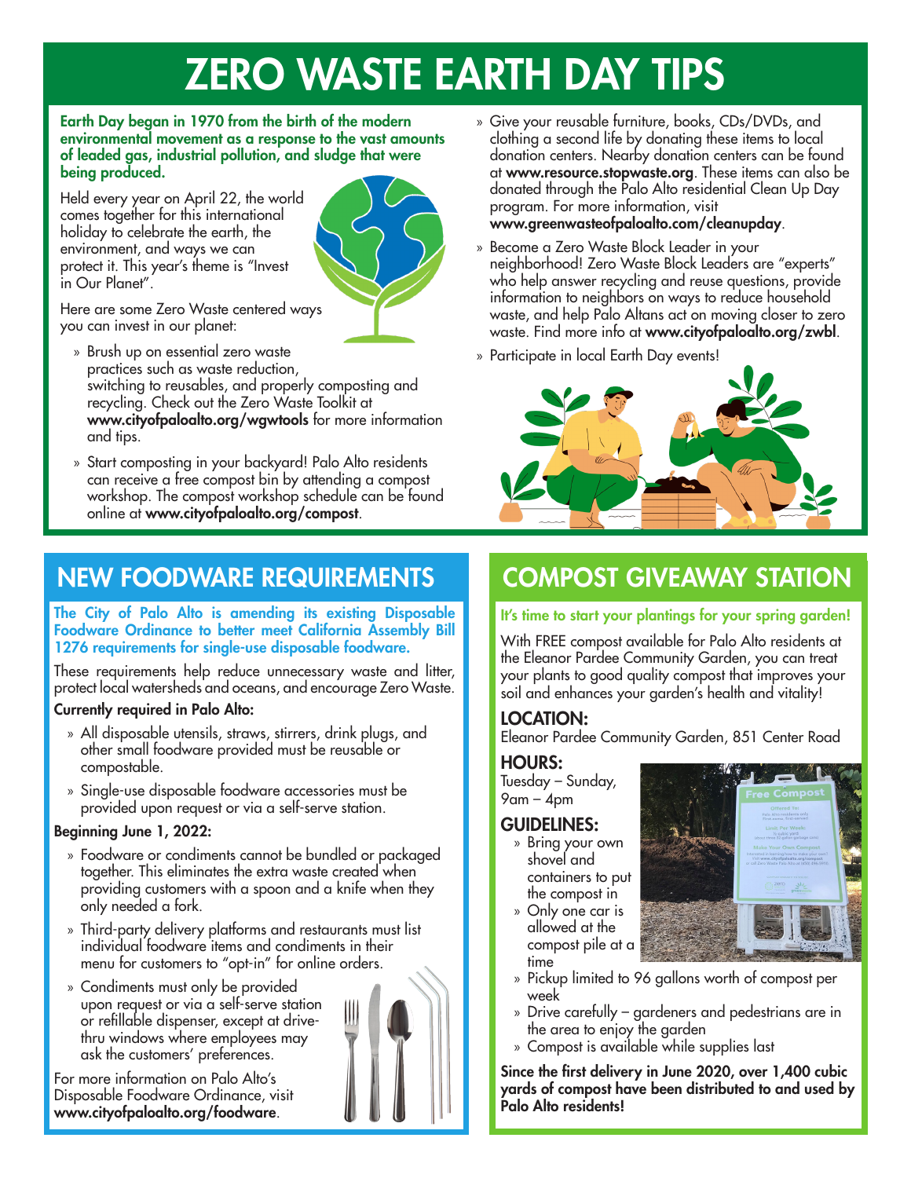# ZERO WASTE EARTH DAY TIPS

**Earth Day began in 1970 from the birth of the modern environmental movement as a response to the vast amounts of leaded gas, industrial pollution, and sludge that were being produced.**

Held every year on April 22, the world comes together for this international holiday to celebrate the earth, the environment, and ways we can protect it. This year's theme is "Invest in Our Planet".

Here are some Zero Waste centered ways you can invest in our planet:

- Brush up on essential zero waste practices such as waste reduction, switching to reusables, and properly composting and recycling. Check out the Zero Waste Toolkit at **www.cityofpaloalto.org/wgwtools** for more information and tips.
- Start composting in your backyard! Palo Alto residents can receive a free compost bin by attending a compost workshop. The compost workshop schedule can be found online at **www.cityofpaloalto.org/compost**.
- Give your reusable furniture, books, CDs/DVDs, and clothing a second life by donating these items to local donation centers. Nearby donation centers can be found at **www.resource.stopwaste.org**. These items can also be donated through the Palo Alto residential Clean Up Day program. For more information, visit **www.greenwasteofpaloalto.com/cleanupday**.
- Become a Zero Waste Block Leader in your neighborhood! Zero Waste Block Leaders are "experts" who help answer recycling and reuse questions, provide information to neighbors on ways to reduce household waste, and help Palo Altans act on moving closer to zero waste. Find more info at **www.cityofpaloalto.org/zwbl**.
- Participate in local Earth Day events!

## NEW FOODWARE REQUIREMENTS

**The City of Palo Alto is amending its existing Disposable Foodware Ordinance to better meet California Assembly Bill 1276 requirements for single-use disposable foodware.**

These requirements help reduce unnecessary waste and litter, protect local watersheds and oceans, and encourage Zero Waste.

**Currently required in Palo Alto:**

- All disposable utensils, straws, stirrers, drink plugs, and other small foodware provided must be reusable or compostable.
- Single-use disposable foodware accessories must be provided upon request or via a self-serve station.

**Beginning June 1, 2022:**

- Foodware or condiments cannot be bundled or packaged together. This eliminates the extra waste created when providing customers with a spoon and a knife when they only needed a fork.
- Third-party delivery platforms and restaurants must list individual foodware items and condiments in their menu for customers to "opt-in" for online orders.
- Condiments must only be provided upon request or via a self-serve station or refillable dispenser, except at drive-thru windows where employees may ask the customers' preferences.

For more information on Palo Alto's Disposable Foodware Ordinance, visit **www.cityofpaloalto.org/foodware**.

## COMPOST GIVEAWAY STATION

**It's time to start your plantings for your spring garden!**

With FREE compost available for Palo Alto residents at the Eleanor Pardee Community Garden, you can treat your plants to good quality compost that improves your soil and enhances your garden's health and vitality!

### LOCATION:

Eleanor Pardee Community Garden, 851 Center Road

### HOURS:

Tuesday – Sunday, 9am – 4pm

### GUIDELINES:

- Bring your own shovel and containers to put the compost in
- Only one car is allowed at the compost pile at a time
- Pickup limited to 96 gallons worth of compost per week
- Drive carefully – gardeners and pedestrians are in the area to enjoy the garden
- Compost is available while supplies last

**Since the first delivery in June 2020, over 1,400 cubic yards of compost have been distributed to and used by Palo Alto residents!**